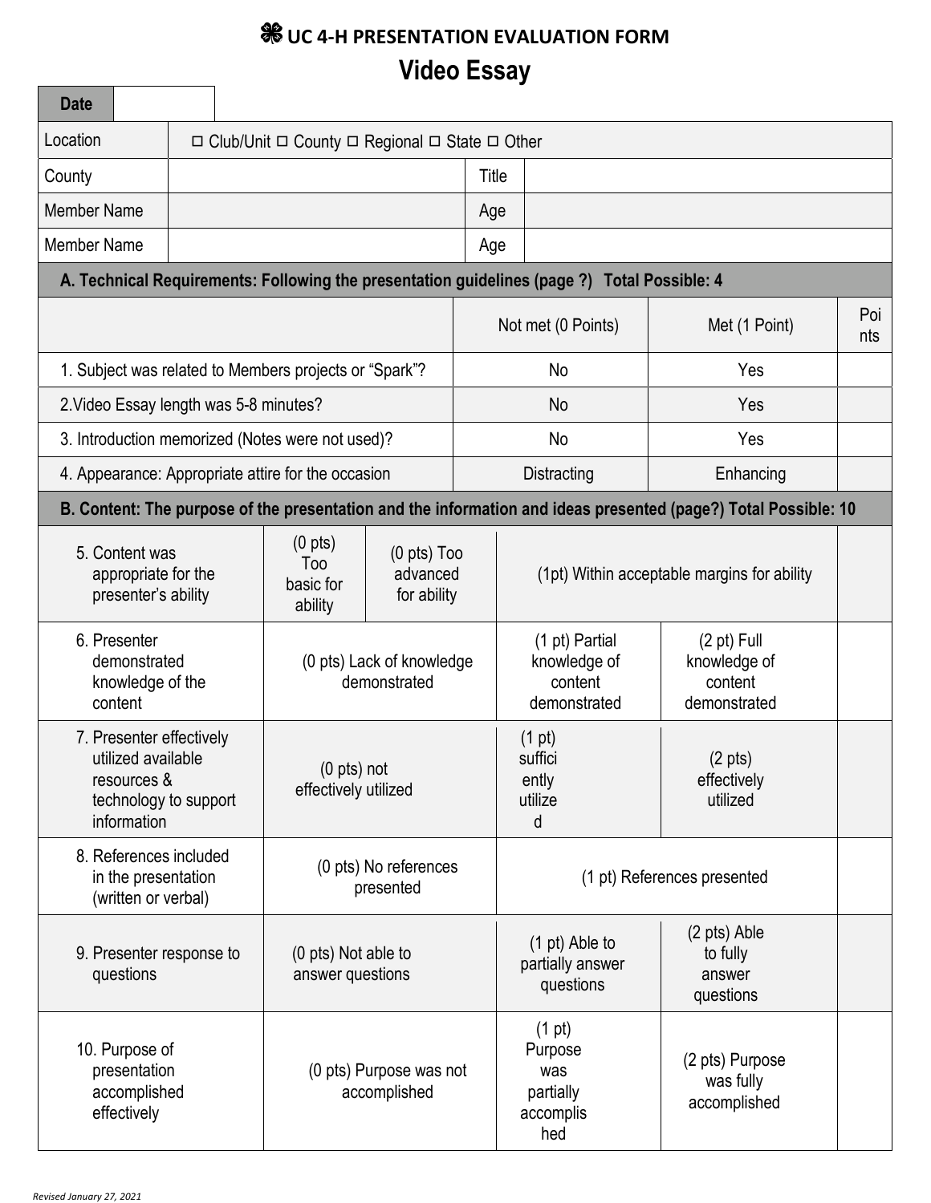# ❀ UC 4-H PRESENTATION EVALUATION FORM

## Video Essay

| Date | |
|---|---|

| Location | ☐ Club/Unit ☐ County ☐ Regional ☐ State ☐ Other | | |
|---|---|---|---|
| County | | Title | |
| Member Name | | Age | |
| Member Name | | Age | |

**A. Technical Requirements: Following the presentation guidelines (page ?) Total Possible: 4**

| | Not met (0 Points) | Met (1 Point) | Points |
|---|---|---|---|
| 1. Subject was related to Members projects or “Spark”? | No | Yes | |
| 2.Video Essay length was 5-8 minutes? | No | Yes | |
| 3. Introduction memorized (Notes were not used)? | No | Yes | |
| 4. Appearance: Appropriate attire for the occasion | Distracting | Enhancing | |

**B. Content: The purpose of the presentation and the information and ideas presented (page?) Total Possible: 10**

| | | | | | |
|---|---|---|---|---|---|
| 5. Content was appropriate for the presenter’s ability | (0 pts) Too basic for ability | (0 pts) Too advanced for ability | (1pt) Within acceptable margins for ability | | |
| 6. Presenter demonstrated knowledge of the content | (0 pts) Lack of knowledge demonstrated | | (1 pt) Partial knowledge of content demonstrated | (2 pt) Full knowledge of content demonstrated | |
| 7. Presenter effectively utilized available resources & technology to support information | (0 pts) not effectively utilized | | (1 pt) sufficiently utilized | (2 pts) effectively utilized | |
| 8. References included in the presentation (written or verbal) | (0 pts) No references presented | | (1 pt) References presented | | |
| 9. Presenter response to questions | (0 pts) Not able to answer questions | | (1 pt) Able to partially answer questions | (2 pts) Able to fully answer questions | |
| 10. Purpose of presentation accomplished effectively | (0 pts) Purpose was not accomplished | | (1 pt) Purpose was partially accomplished | (2 pts) Purpose was fully accomplished | |

*Revised January 27, 2021*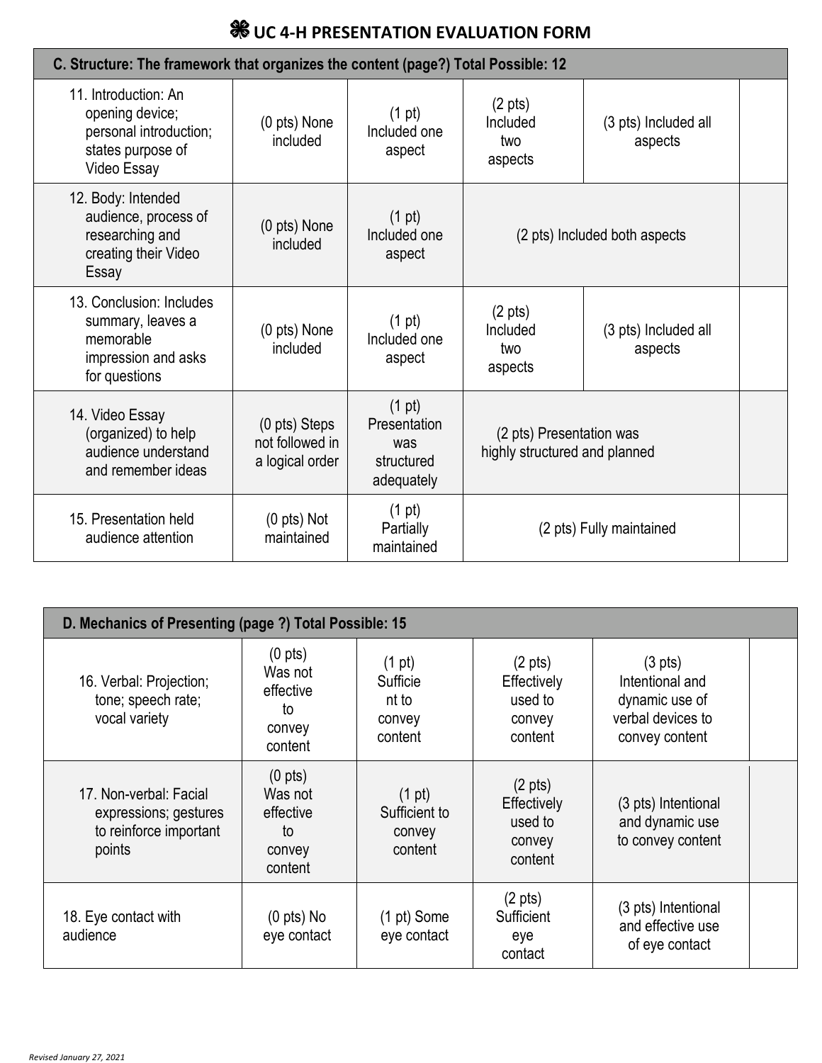# ☘ UC 4-H PRESENTATION EVALUATION FORM

| C. Structure: The framework that organizes the content (page?) Total Possible: 12 | | | | | |
|---|---|---|---|---|---|
| 11. Introduction: An opening device; personal introduction; states purpose of Video Essay | (0 pts) None included | (1 pt) Included one aspect | (2 pts) Included two aspects | (3 pts) Included all aspects | |
| 12. Body: Intended audience, process of researching and creating their Video Essay | (0 pts) None included | (1 pt) Included one aspect | (2 pts) Included both aspects | | |
| 13. Conclusion: Includes summary, leaves a memorable impression and asks for questions | (0 pts) None included | (1 pt) Included one aspect | (2 pts) Included two aspects | (3 pts) Included all aspects | |
| 14. Video Essay (organized) to help audience understand and remember ideas | (0 pts) Steps not followed in a logical order | (1 pt) Presentation was structured adequately | (2 pts) Presentation was highly structured and planned | | |
| 15. Presentation held audience attention | (0 pts) Not maintained | (1 pt) Partially maintained | (2 pts) Fully maintained | | |

| D. Mechanics of Presenting (page ?) Total Possible: 15 | | | | | |
|---|---|---|---|---|---|
| 16. Verbal: Projection; tone; speech rate; vocal variety | (0 pts) Was not effective to convey content | (1 pt) Sufficient to convey content | (2 pts) Effectively used to convey content | (3 pts) Intentional and dynamic use of verbal devices to convey content | |
| 17. Non-verbal: Facial expressions; gestures to reinforce important points | (0 pts) Was not effective to convey content | (1 pt) Sufficient to convey content | (2 pts) Effectively used to convey content | (3 pts) Intentional and dynamic use to convey content | |
| 18. Eye contact with audience | (0 pts) No eye contact | (1 pt) Some eye contact | (2 pts) Sufficient eye contact | (3 pts) Intentional and effective use of eye contact | |

*Revised January 27, 2021*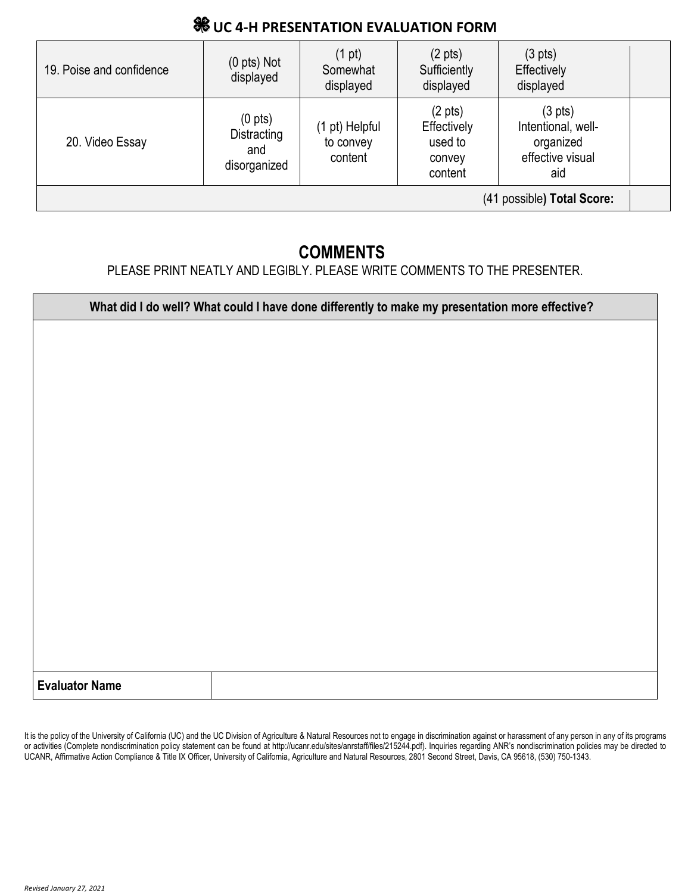# UC 4-H PRESENTATION EVALUATION FORM

| | | | | | |
|---|---|---|---|---|---|
| 19. Poise and confidence | (0 pts) Not displayed | (1 pt) Somewhat displayed | (2 pts) Sufficiently displayed | (3 pts) Effectively displayed | |
| 20. Video Essay | (0 pts) Distracting and disorganized | (1 pt) Helpful to convey content | (2 pts) Effectively used to convey content | (3 pts) Intentional, well-organized effective visual aid | |
| | | | | (41 possible) **Total Score:** | |

## COMMENTS

PLEASE PRINT NEATLY AND LEGIBLY. PLEASE WRITE COMMENTS TO THE PRESENTER.

| **What did I do well? What could I have done differently to make my presentation more effective?** | |
|---|---|
| | |
| **Evaluator Name** | |

It is the policy of the University of California (UC) and the UC Division of Agriculture & Natural Resources not to engage in discrimination against or harassment of any person in any of its programs or activities (Complete nondiscrimination policy statement can be found at http://ucanr.edu/sites/anrstaff/files/215244.pdf). Inquiries regarding ANR's nondiscrimination policies may be directed to UCANR, Affirmative Action Compliance & Title IX Officer, University of California, Agriculture and Natural Resources, 2801 Second Street, Davis, CA 95618, (530) 750-1343.

*Revised January 27, 2021*